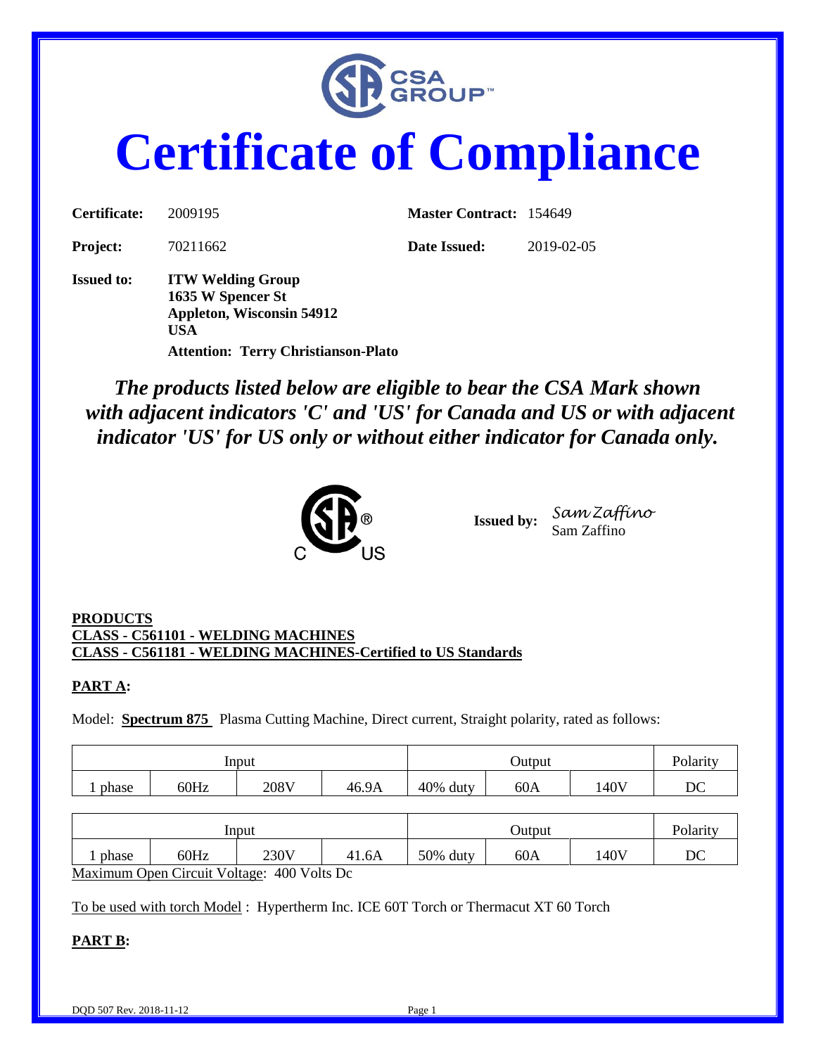# Certificate of Compliance

**Certificate:** 2009195 **Master Contract:** 154649

**Project:** 70211662 **Date Issued:** 2019-02-05

**Issued to:** **ITW Welding Group**
**1635 W Spencer St**
**Appleton, Wisconsin 54912**
**USA**
**Attention: Terry Christianson-Plato**

***The products listed below are eligible to bear the CSA Mark shown with adjacent indicators 'C' and 'US' for Canada and US or with adjacent indicator 'US' for US only or without either indicator for Canada only.***

**Issued by:** Sam Zaffino
Sam Zaffino

**PRODUCTS**
**CLASS - C561101 - WELDING MACHINES**
**CLASS - C561181 - WELDING MACHINES-Certified to US Standards**

**PART A:**

Model: **Spectrum 875** Plasma Cutting Machine, Direct current, Straight polarity, rated as follows:

| Input | | | | Output | | | Polarity |
|---|---|---|---|---|---|---|---|
| 1 phase | 60Hz | 208V | 46.9A | 40% duty | 60A | 140V | DC |

| Input | | | | Output | | | Polarity |
|---|---|---|---|---|---|---|---|
| 1 phase | 60Hz | 230V | 41.6A | 50% duty | 60A | 140V | DC |

Maximum Open Circuit Voltage: 400 Volts Dc

To be used with torch Model : Hypertherm Inc. ICE 60T Torch or Thermacut XT 60 Torch

**PART B:**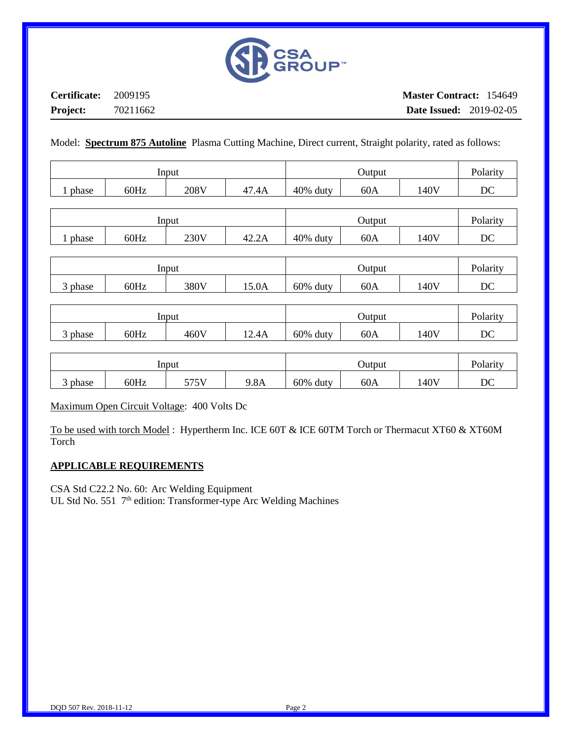**Certificate:** 2009195 **Master Contract:** 154649

**Project:** 70211662 **Date Issued:** 2019-02-05

Model: **Spectrum 875 Autoline** Plasma Cutting Machine, Direct current, Straight polarity, rated as follows:

| Input | | | | Output | | | Polarity |
|---|---|---|---|---|---|---|---|
| 1 phase | 60Hz | 208V | 47.4A | 40% duty | 60A | 140V | DC |

| Input | | | | Output | | | Polarity |
|---|---|---|---|---|---|---|---|
| 1 phase | 60Hz | 230V | 42.2A | 40% duty | 60A | 140V | DC |

| Input | | | | Output | | | Polarity |
|---|---|---|---|---|---|---|---|
| 3 phase | 60Hz | 380V | 15.0A | 60% duty | 60A | 140V | DC |

| Input | | | | Output | | | Polarity |
|---|---|---|---|---|---|---|---|
| 3 phase | 60Hz | 460V | 12.4A | 60% duty | 60A | 140V | DC |

| Input | | | | Output | | | Polarity |
|---|---|---|---|---|---|---|---|
| 3 phase | 60Hz | 575V | 9.8A | 60% duty | 60A | 140V | DC |

Maximum Open Circuit Voltage: 400 Volts Dc

To be used with torch Model : Hypertherm Inc. ICE 60T & ICE 60TM Torch or Thermacut XT60 & XT60M Torch

## APPLICABLE REQUIREMENTS

CSA Std C22.2 No. 60: Arc Welding Equipment
UL Std No. 551 7th edition: Transformer-type Arc Welding Machines

DQD 507 Rev. 2018-11-12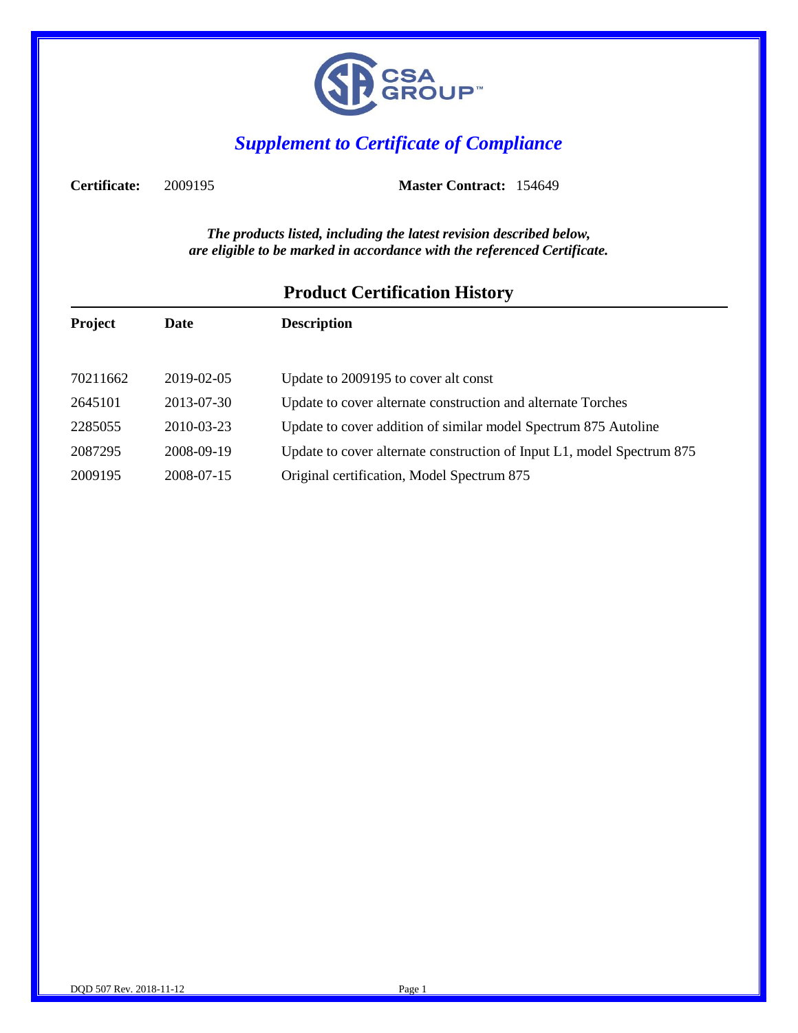CSA GROUP™

# *Supplement to Certificate of Compliance*

**Certificate:** 2009195 **Master Contract:** 154649

***The products listed, including the latest revision described below, are eligible to be marked in accordance with the referenced Certificate.***

## Product Certification History

| Project | Date | Description |
|---|---|---|
| 70211662 | 2019-02-05 | Update to 2009195 to cover alt const |
| 2645101 | 2013-07-30 | Update to cover alternate construction and alternate Torches |
| 2285055 | 2010-03-23 | Update to cover addition of similar model Spectrum 875 Autoline |
| 2087295 | 2008-09-19 | Update to cover alternate construction of Input L1, model Spectrum 875 |
| 2009195 | 2008-07-15 | Original certification, Model Spectrum 875 |

DQD 507 Rev. 2018-11-12